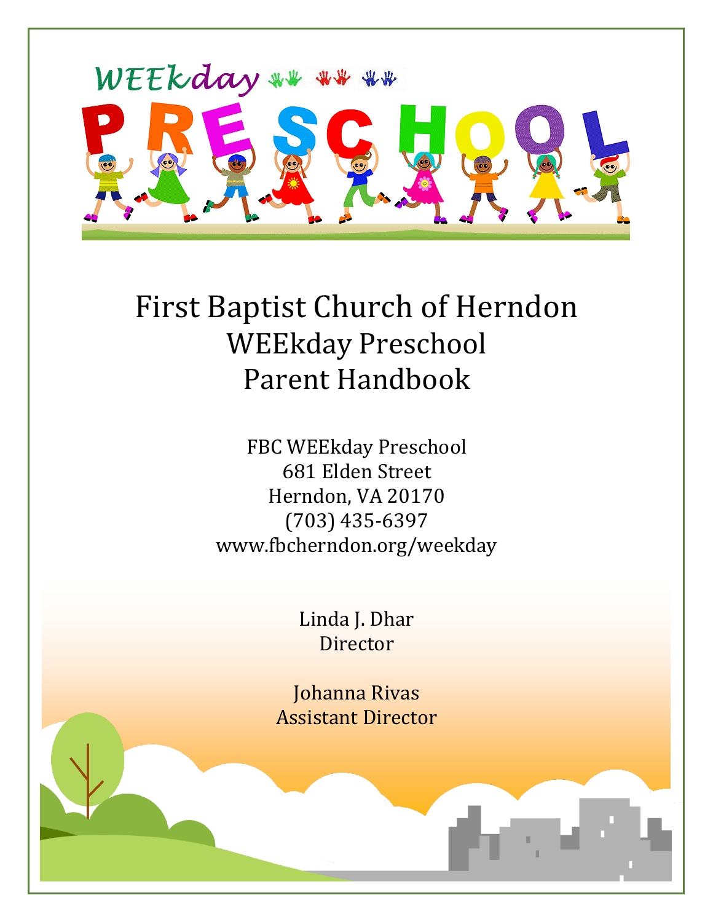# First Baptist Church of Herndon
# WEEkday Preschool
# Parent Handbook

FBC WEEkday Preschool
681 Elden Street
Herndon, VA 20170
(703) 435-6397
www.fbcherndon.org/weekday

Linda J. Dhar
Director

Johanna Rivas
Assistant Director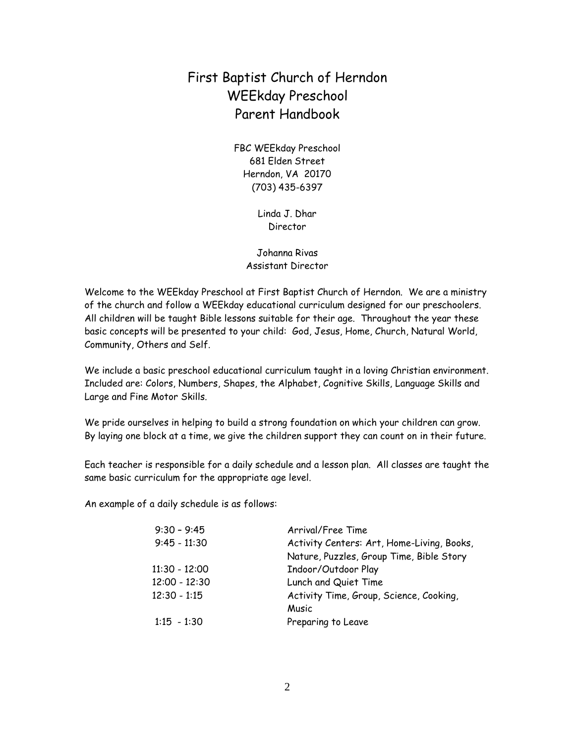# First Baptist Church of Herndon
# WEEkday Preschool
# Parent Handbook

FBC WEEkday Preschool
681 Elden Street
Herndon, VA 20170
(703) 435-6397

Linda J. Dhar
Director

Johanna Rivas
Assistant Director

Welcome to the WEEkday Preschool at First Baptist Church of Herndon. We are a ministry of the church and follow a WEEkday educational curriculum designed for our preschoolers. All children will be taught Bible lessons suitable for their age. Throughout the year these basic concepts will be presented to your child: God, Jesus, Home, Church, Natural World, Community, Others and Self.

We include a basic preschool educational curriculum taught in a loving Christian environment. Included are: Colors, Numbers, Shapes, the Alphabet, Cognitive Skills, Language Skills and Large and Fine Motor Skills.

We pride ourselves in helping to build a strong foundation on which your children can grow. By laying one block at a time, we give the children support they can count on in their future.

Each teacher is responsible for a daily schedule and a lesson plan. All classes are taught the same basic curriculum for the appropriate age level.

An example of a daily schedule is as follows:

| | |
|---|---|
| 9:30 – 9:45 | Arrival/Free Time |
| 9:45 - 11:30 | Activity Centers: Art, Home-Living, Books, Nature, Puzzles, Group Time, Bible Story |
| 11:30 - 12:00 | Indoor/Outdoor Play |
| 12:00 - 12:30 | Lunch and Quiet Time |
| 12:30 - 1:15 | Activity Time, Group, Science, Cooking, Music |
| 1:15 - 1:30 | Preparing to Leave |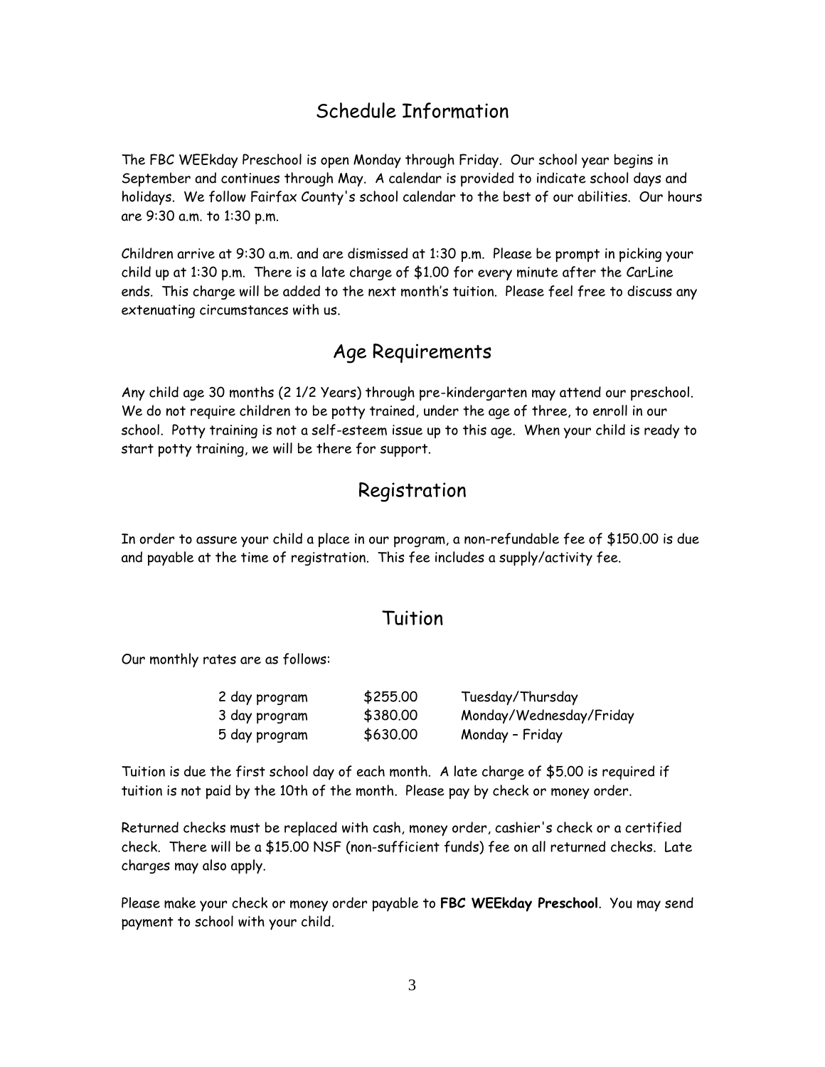## Schedule Information

The FBC WEEkday Preschool is open Monday through Friday. Our school year begins in September and continues through May. A calendar is provided to indicate school days and holidays. We follow Fairfax County's school calendar to the best of our abilities. Our hours are 9:30 a.m. to 1:30 p.m.

Children arrive at 9:30 a.m. and are dismissed at 1:30 p.m. Please be prompt in picking your child up at 1:30 p.m. There is a late charge of $1.00 for every minute after the CarLine ends. This charge will be added to the next month's tuition. Please feel free to discuss any extenuating circumstances with us.

## Age Requirements

Any child age 30 months (2 1/2 Years) through pre-kindergarten may attend our preschool. We do not require children to be potty trained, under the age of three, to enroll in our school. Potty training is not a self-esteem issue up to this age. When your child is ready to start potty training, we will be there for support.

## Registration

In order to assure your child a place in our program, a non-refundable fee of $150.00 is due and payable at the time of registration. This fee includes a supply/activity fee.

## Tuition

Our monthly rates are as follows:

| Program | Rate | Days |
|---|---|---|
| 2 day program | $255.00 | Tuesday/Thursday |
| 3 day program | $380.00 | Monday/Wednesday/Friday |
| 5 day program | $630.00 | Monday – Friday |

Tuition is due the first school day of each month. A late charge of $5.00 is required if tuition is not paid by the 10th of the month. Please pay by check or money order.

Returned checks must be replaced with cash, money order, cashier's check or a certified check. There will be a $15.00 NSF (non-sufficient funds) fee on all returned checks. Late charges may also apply.

Please make your check or money order payable to **FBC WEEkday Preschool**. You may send payment to school with your child.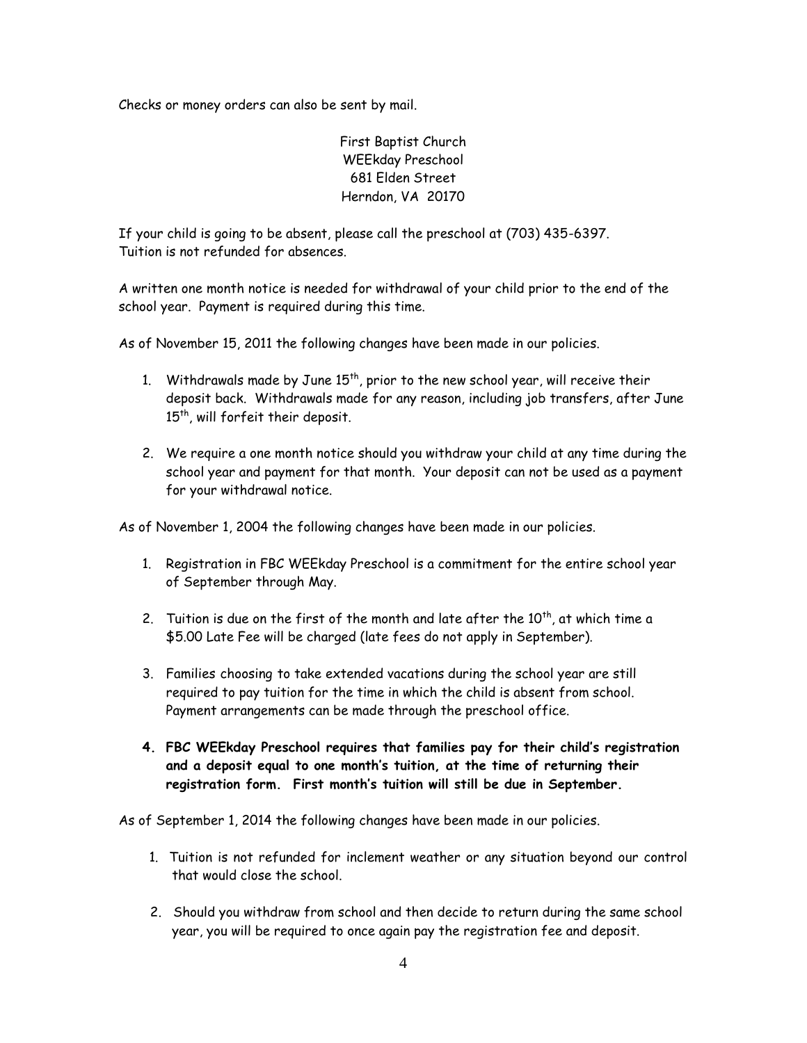Checks or money orders can also be sent by mail.

First Baptist Church
WEEkday Preschool
681 Elden Street
Herndon, VA 20170

If your child is going to be absent, please call the preschool at (703) 435-6397.
Tuition is not refunded for absences.

A written one month notice is needed for withdrawal of your child prior to the end of the school year. Payment is required during this time.

As of November 15, 2011 the following changes have been made in our policies.

1. Withdrawals made by June 15th, prior to the new school year, will receive their deposit back. Withdrawals made for any reason, including job transfers, after June 15th, will forfeit their deposit.
2. We require a one month notice should you withdraw your child at any time during the school year and payment for that month. Your deposit can not be used as a payment for your withdrawal notice.

As of November 1, 2004 the following changes have been made in our policies.

1. Registration in FBC WEEkday Preschool is a commitment for the entire school year of September through May.
2. Tuition is due on the first of the month and late after the 10th, at which time a $5.00 Late Fee will be charged (late fees do not apply in September).
3. Families choosing to take extended vacations during the school year are still required to pay tuition for the time in which the child is absent from school. Payment arrangements can be made through the preschool office.
4. **FBC WEEkday Preschool requires that families pay for their child's registration and a deposit equal to one month's tuition, at the time of returning their registration form. First month's tuition will still be due in September.**

As of September 1, 2014 the following changes have been made in our policies.

1. Tuition is not refunded for inclement weather or any situation beyond our control that would close the school.
2. Should you withdraw from school and then decide to return during the same school year, you will be required to once again pay the registration fee and deposit.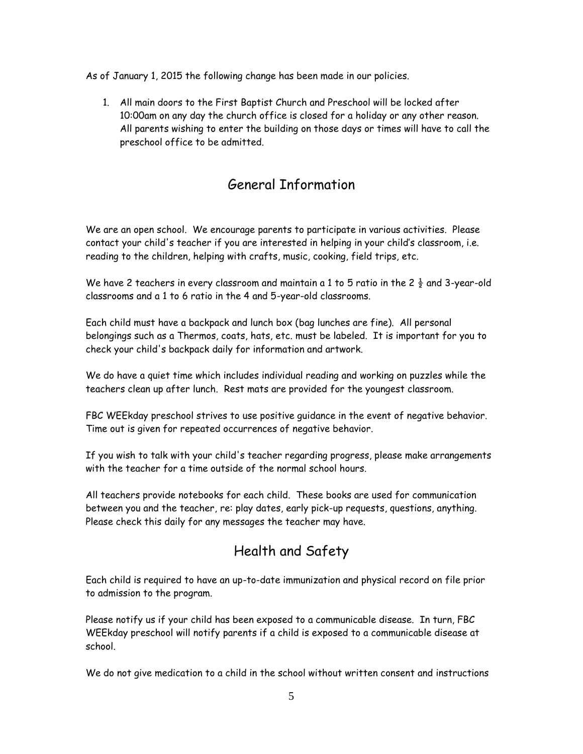As of January 1, 2015 the following change has been made in our policies.

1. All main doors to the First Baptist Church and Preschool will be locked after 10:00am on any day the church office is closed for a holiday or any other reason. All parents wishing to enter the building on those days or times will have to call the preschool office to be admitted.

## General Information

We are an open school. We encourage parents to participate in various activities. Please contact your child's teacher if you are interested in helping in your child's classroom, i.e. reading to the children, helping with crafts, music, cooking, field trips, etc.

We have 2 teachers in every classroom and maintain a 1 to 5 ratio in the 2 ½ and 3-year-old classrooms and a 1 to 6 ratio in the 4 and 5-year-old classrooms.

Each child must have a backpack and lunch box (bag lunches are fine). All personal belongings such as a Thermos, coats, hats, etc. must be labeled. It is important for you to check your child's backpack daily for information and artwork.

We do have a quiet time which includes individual reading and working on puzzles while the teachers clean up after lunch. Rest mats are provided for the youngest classroom.

FBC WEEkday preschool strives to use positive guidance in the event of negative behavior. Time out is given for repeated occurrences of negative behavior.

If you wish to talk with your child's teacher regarding progress, please make arrangements with the teacher for a time outside of the normal school hours.

All teachers provide notebooks for each child. These books are used for communication between you and the teacher, re: play dates, early pick-up requests, questions, anything. Please check this daily for any messages the teacher may have.

## Health and Safety

Each child is required to have an up-to-date immunization and physical record on file prior to admission to the program.

Please notify us if your child has been exposed to a communicable disease. In turn, FBC WEEkday preschool will notify parents if a child is exposed to a communicable disease at school.

We do not give medication to a child in the school without written consent and instructions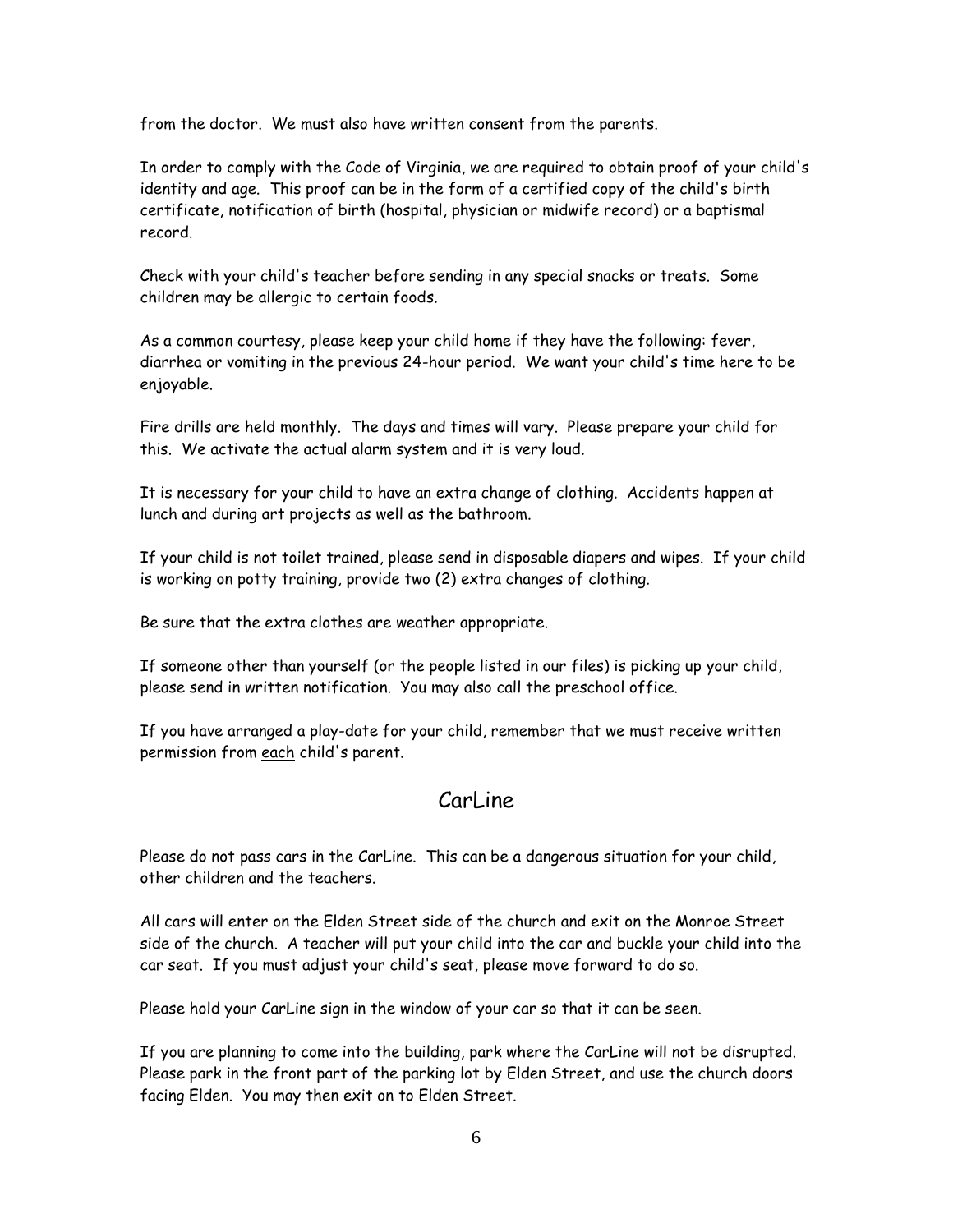from the doctor. We must also have written consent from the parents.

In order to comply with the Code of Virginia, we are required to obtain proof of your child's identity and age. This proof can be in the form of a certified copy of the child's birth certificate, notification of birth (hospital, physician or midwife record) or a baptismal record.

Check with your child's teacher before sending in any special snacks or treats. Some children may be allergic to certain foods.

As a common courtesy, please keep your child home if they have the following: fever, diarrhea or vomiting in the previous 24-hour period. We want your child's time here to be enjoyable.

Fire drills are held monthly. The days and times will vary. Please prepare your child for this. We activate the actual alarm system and it is very loud.

It is necessary for your child to have an extra change of clothing. Accidents happen at lunch and during art projects as well as the bathroom.

If your child is not toilet trained, please send in disposable diapers and wipes. If your child is working on potty training, provide two (2) extra changes of clothing.

Be sure that the extra clothes are weather appropriate.

If someone other than yourself (or the people listed in our files) is picking up your child, please send in written notification. You may also call the preschool office.

If you have arranged a play-date for your child, remember that we must receive written permission from <u>each</u> child's parent.

## CarLine

Please do not pass cars in the CarLine. This can be a dangerous situation for your child, other children and the teachers.

All cars will enter on the Elden Street side of the church and exit on the Monroe Street side of the church. A teacher will put your child into the car and buckle your child into the car seat. If you must adjust your child's seat, please move forward to do so.

Please hold your CarLine sign in the window of your car so that it can be seen.

If you are planning to come into the building, park where the CarLine will not be disrupted. Please park in the front part of the parking lot by Elden Street, and use the church doors facing Elden. You may then exit on to Elden Street.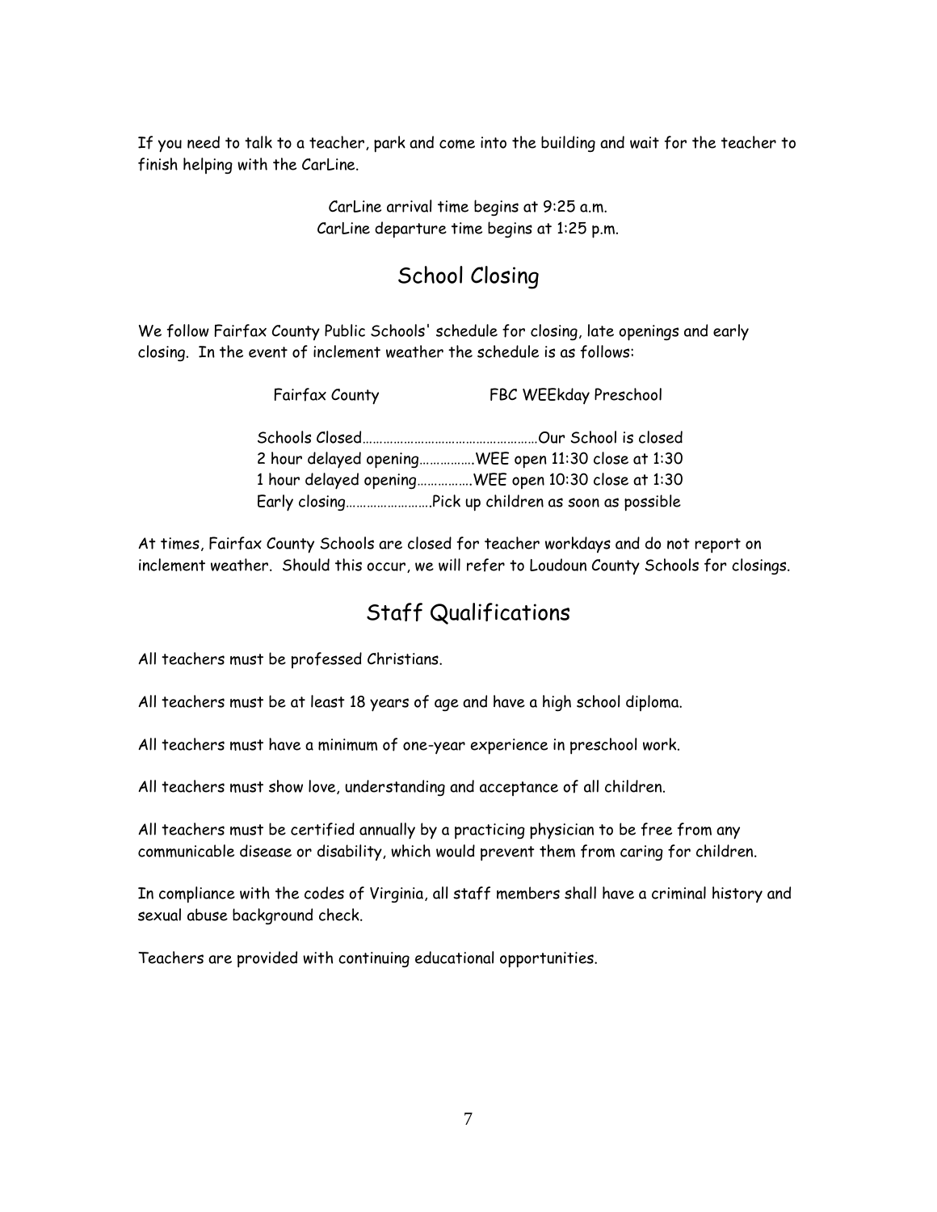If you need to talk to a teacher, park and come into the building and wait for the teacher to finish helping with the CarLine.

CarLine arrival time begins at 9:25 a.m.
CarLine departure time begins at 1:25 p.m.

## School Closing

We follow Fairfax County Public Schools' schedule for closing, late openings and early closing. In the event of inclement weather the schedule is as follows:

| Fairfax County | FBC WEEkday Preschool |
|---|---|
| Schools Closed | Our School is closed |
| 2 hour delayed opening | WEE open 11:30 close at 1:30 |
| 1 hour delayed opening | WEE open 10:30 close at 1:30 |
| Early closing | Pick up children as soon as possible |

At times, Fairfax County Schools are closed for teacher workdays and do not report on inclement weather. Should this occur, we will refer to Loudoun County Schools for closings.

## Staff Qualifications

All teachers must be professed Christians.

All teachers must be at least 18 years of age and have a high school diploma.

All teachers must have a minimum of one-year experience in preschool work.

All teachers must show love, understanding and acceptance of all children.

All teachers must be certified annually by a practicing physician to be free from any communicable disease or disability, which would prevent them from caring for children.

In compliance with the codes of Virginia, all staff members shall have a criminal history and sexual abuse background check.

Teachers are provided with continuing educational opportunities.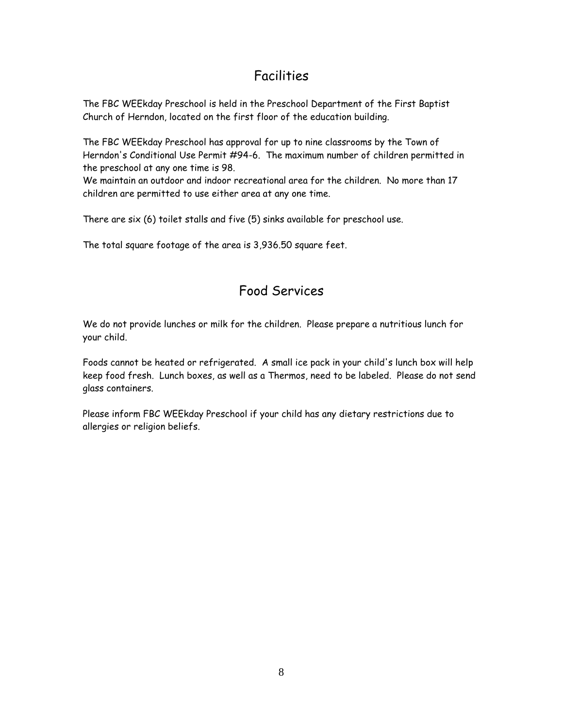## Facilities

The FBC WEEkday Preschool is held in the Preschool Department of the First Baptist Church of Herndon, located on the first floor of the education building.

The FBC WEEkday Preschool has approval for up to nine classrooms by the Town of Herndon's Conditional Use Permit #94-6. The maximum number of children permitted in the preschool at any one time is 98.
We maintain an outdoor and indoor recreational area for the children. No more than 17 children are permitted to use either area at any one time.

There are six (6) toilet stalls and five (5) sinks available for preschool use.

The total square footage of the area is 3,936.50 square feet.

## Food Services

We do not provide lunches or milk for the children. Please prepare a nutritious lunch for your child.

Foods cannot be heated or refrigerated. A small ice pack in your child's lunch box will help keep food fresh. Lunch boxes, as well as a Thermos, need to be labeled. Please do not send glass containers.

Please inform FBC WEEkday Preschool if your child has any dietary restrictions due to allergies or religion beliefs.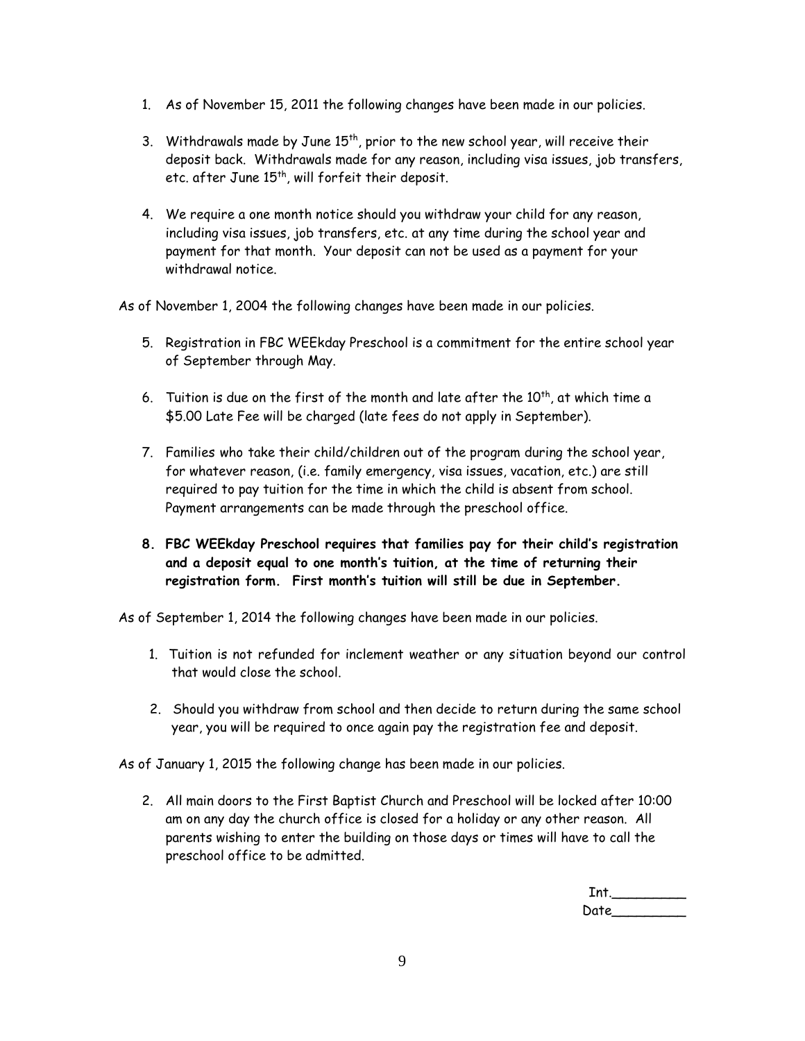1. As of November 15, 2011 the following changes have been made in our policies.

3. Withdrawals made by June 15th, prior to the new school year, will receive their deposit back. Withdrawals made for any reason, including visa issues, job transfers, etc. after June 15th, will forfeit their deposit.

4. We require a one month notice should you withdraw your child for any reason, including visa issues, job transfers, etc. at any time during the school year and payment for that month. Your deposit can not be used as a payment for your withdrawal notice.

As of November 1, 2004 the following changes have been made in our policies.

5. Registration in FBC WEEkday Preschool is a commitment for the entire school year of September through May.

6. Tuition is due on the first of the month and late after the 10th, at which time a $5.00 Late Fee will be charged (late fees do not apply in September).

7. Families who take their child/children out of the program during the school year, for whatever reason, (i.e. family emergency, visa issues, vacation, etc.) are still required to pay tuition for the time in which the child is absent from school. Payment arrangements can be made through the preschool office.

8. **FBC WEEkday Preschool requires that families pay for their child's registration and a deposit equal to one month's tuition, at the time of returning their registration form. First month's tuition will still be due in September.**

As of September 1, 2014 the following changes have been made in our policies.

1. Tuition is not refunded for inclement weather or any situation beyond our control that would close the school.

2. Should you withdraw from school and then decide to return during the same school year, you will be required to once again pay the registration fee and deposit.

As of January 1, 2015 the following change has been made in our policies.

2. All main doors to the First Baptist Church and Preschool will be locked after 10:00 am on any day the church office is closed for a holiday or any other reason. All parents wishing to enter the building on those days or times will have to call the preschool office to be admitted.

Int.\_\_\_\_\_\_\_\_\_

Date\_\_\_\_\_\_\_\_\_